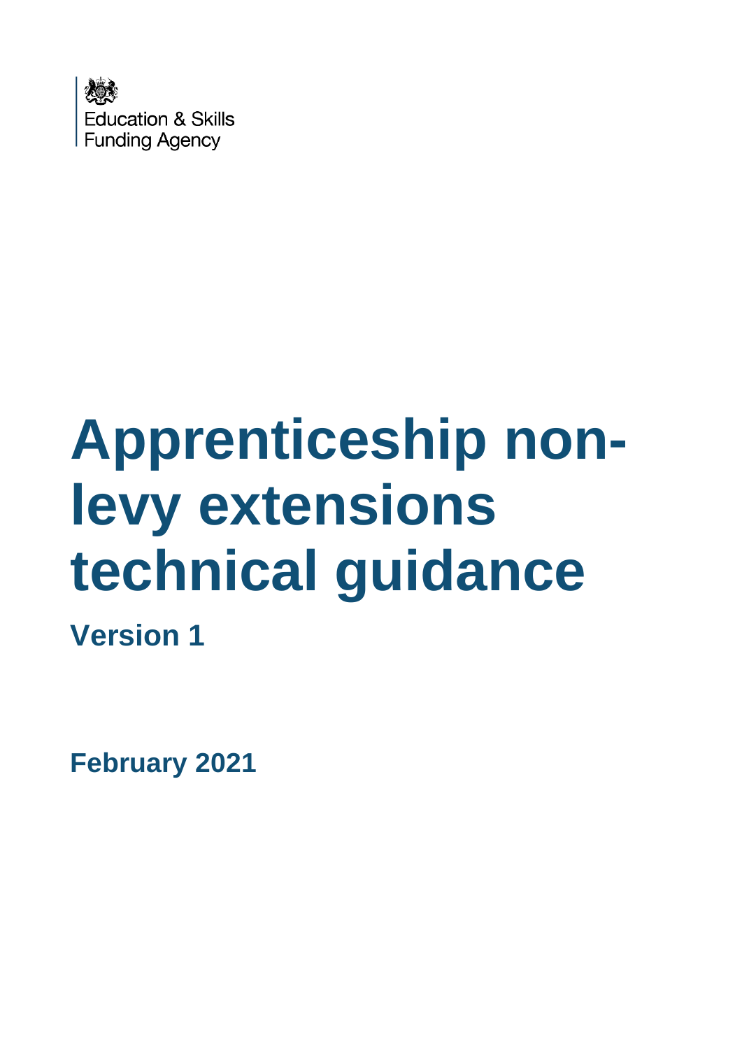Education & Skills Funding Agency

# Apprenticeship non-levy extensions technical guidance

## Version 1

**February 2021**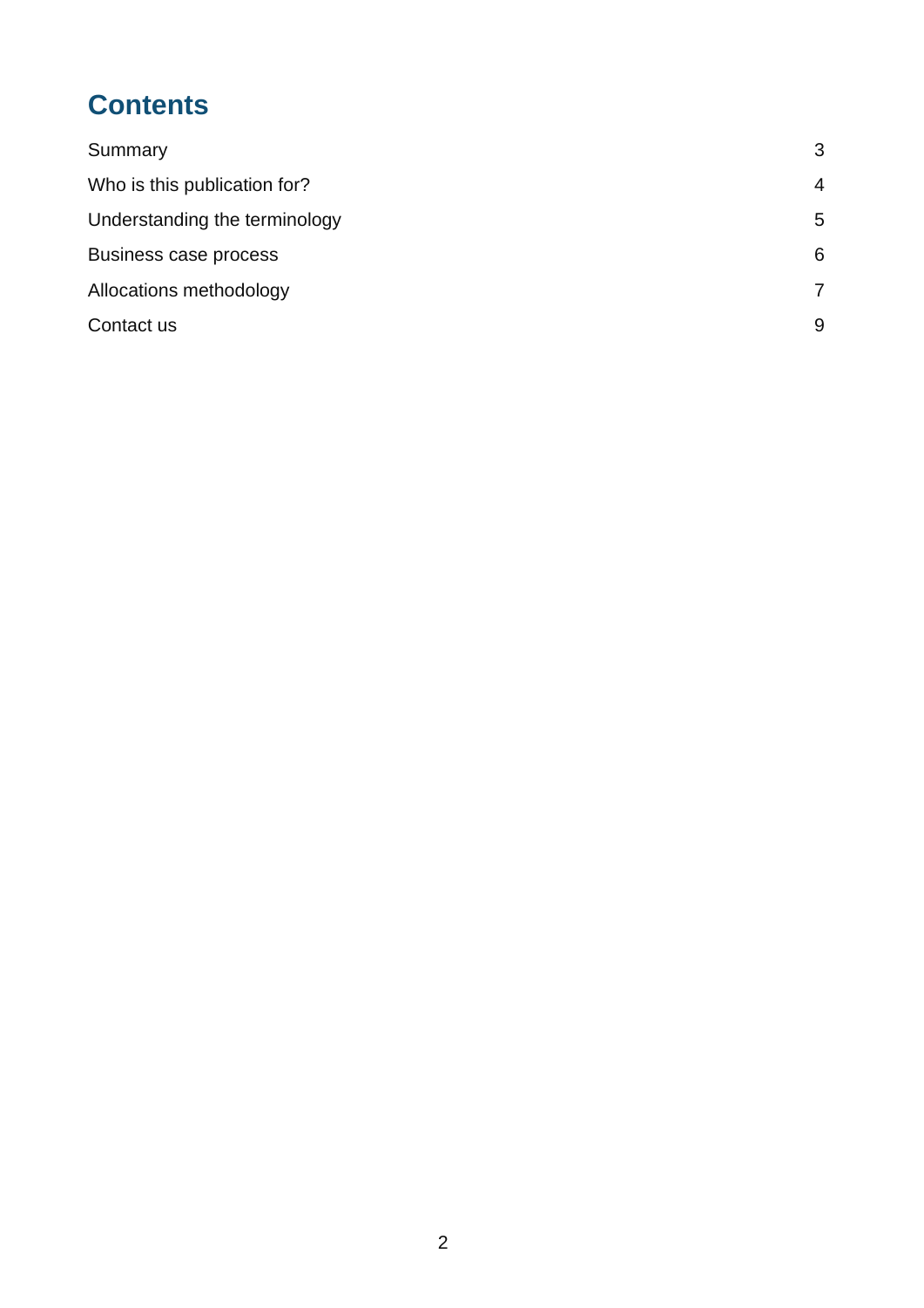# Contents

| | |
|---|---|
| Summary | 3 |
| Who is this publication for? | 4 |
| Understanding the terminology | 5 |
| Business case process | 6 |
| Allocations methodology | 7 |
| Contact us | 9 |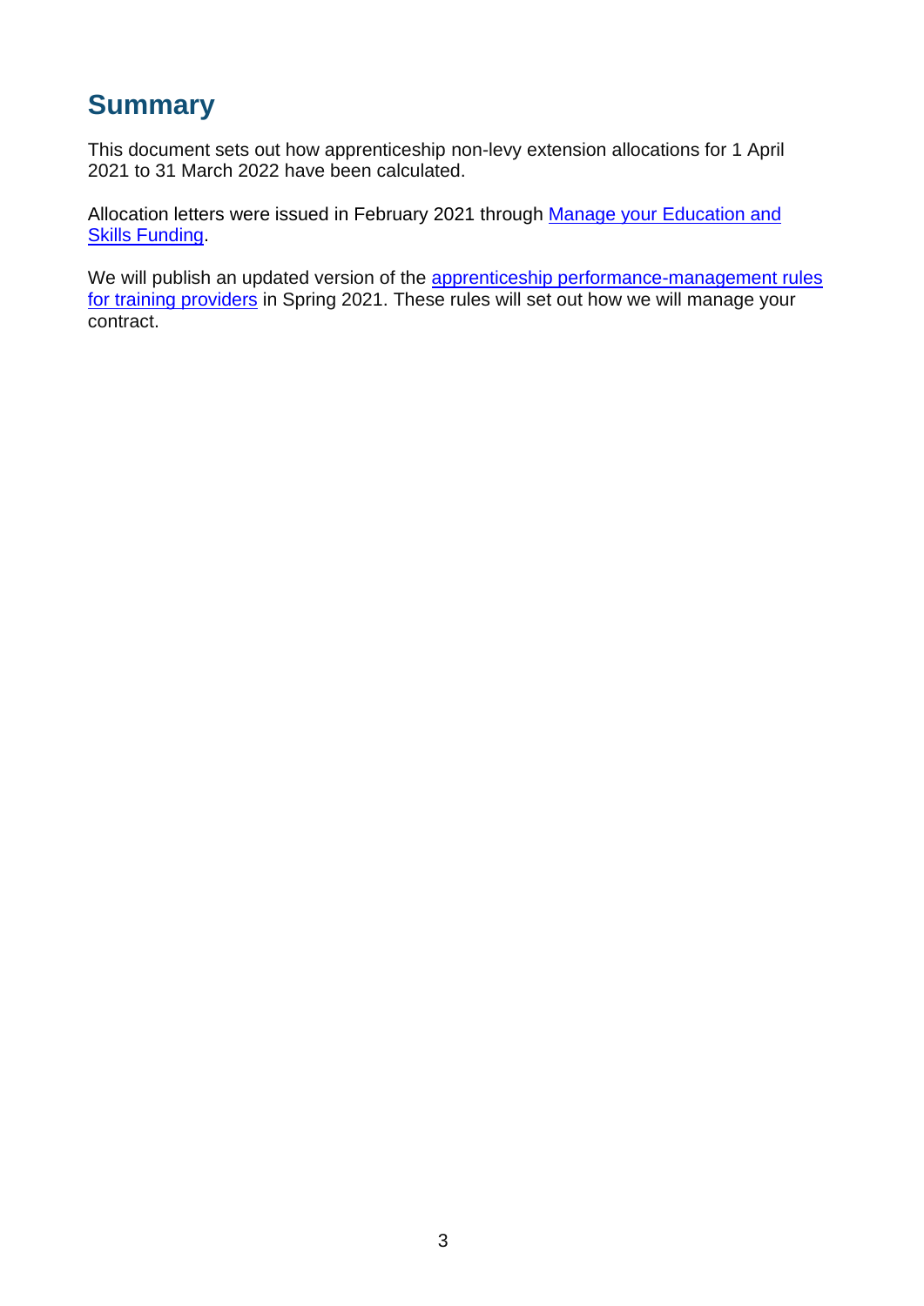# Summary

This document sets out how apprenticeship non-levy extension allocations for 1 April 2021 to 31 March 2022 have been calculated.

Allocation letters were issued in February 2021 through Manage your Education and Skills Funding.

We will publish an updated version of the apprenticeship performance-management rules for training providers in Spring 2021. These rules will set out how we will manage your contract.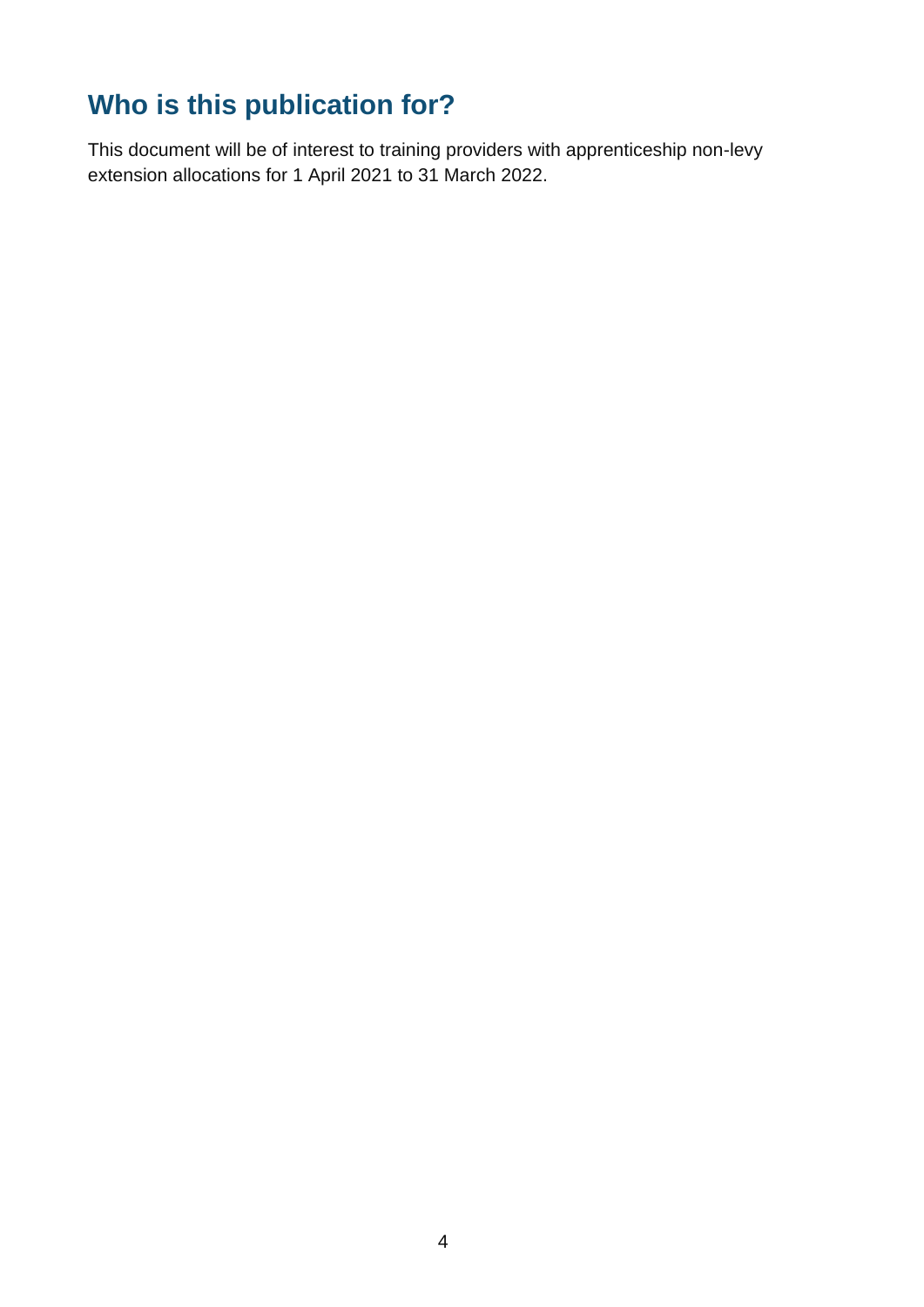## Who is this publication for?

This document will be of interest to training providers with apprenticeship non-levy extension allocations for 1 April 2021 to 31 March 2022.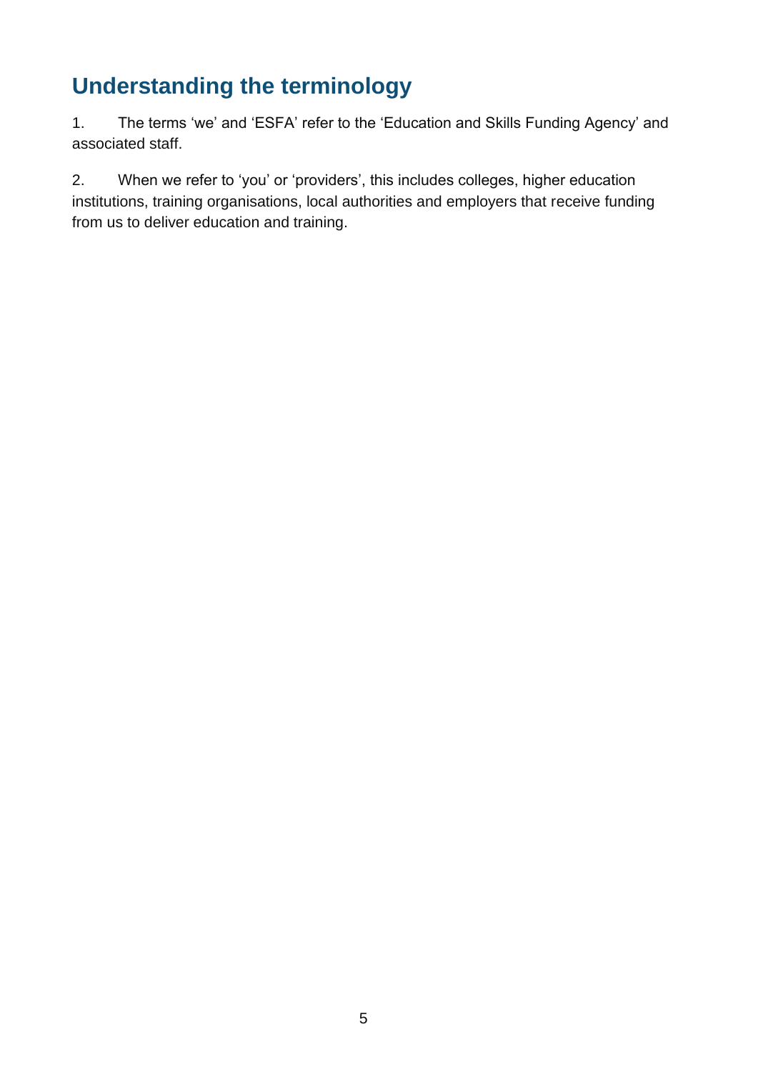## Understanding the terminology

1. The terms 'we' and 'ESFA' refer to the 'Education and Skills Funding Agency' and associated staff.

2. When we refer to 'you' or 'providers', this includes colleges, higher education institutions, training organisations, local authorities and employers that receive funding from us to deliver education and training.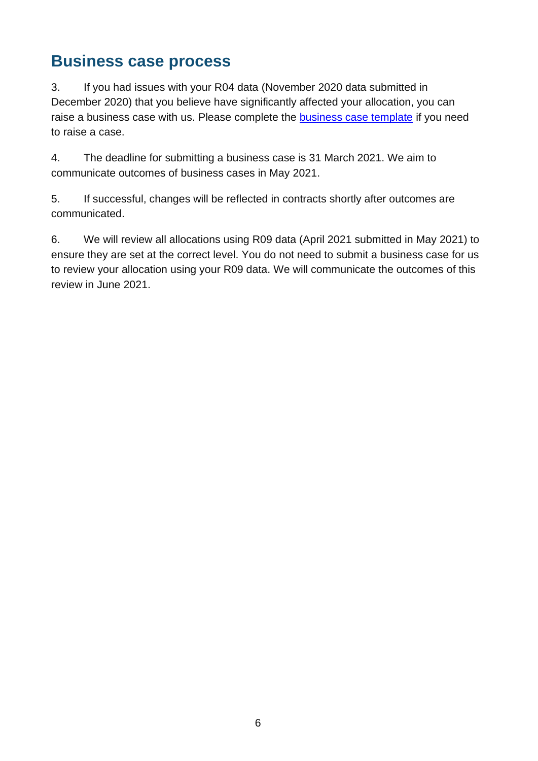## Business case process

3. If you had issues with your R04 data (November 2020 data submitted in December 2020) that you believe have significantly affected your allocation, you can raise a business case with us. Please complete the business case template if you need to raise a case.

4. The deadline for submitting a business case is 31 March 2021. We aim to communicate outcomes of business cases in May 2021.

5. If successful, changes will be reflected in contracts shortly after outcomes are communicated.

6. We will review all allocations using R09 data (April 2021 submitted in May 2021) to ensure they are set at the correct level. You do not need to submit a business case for us to review your allocation using your R09 data. We will communicate the outcomes of this review in June 2021.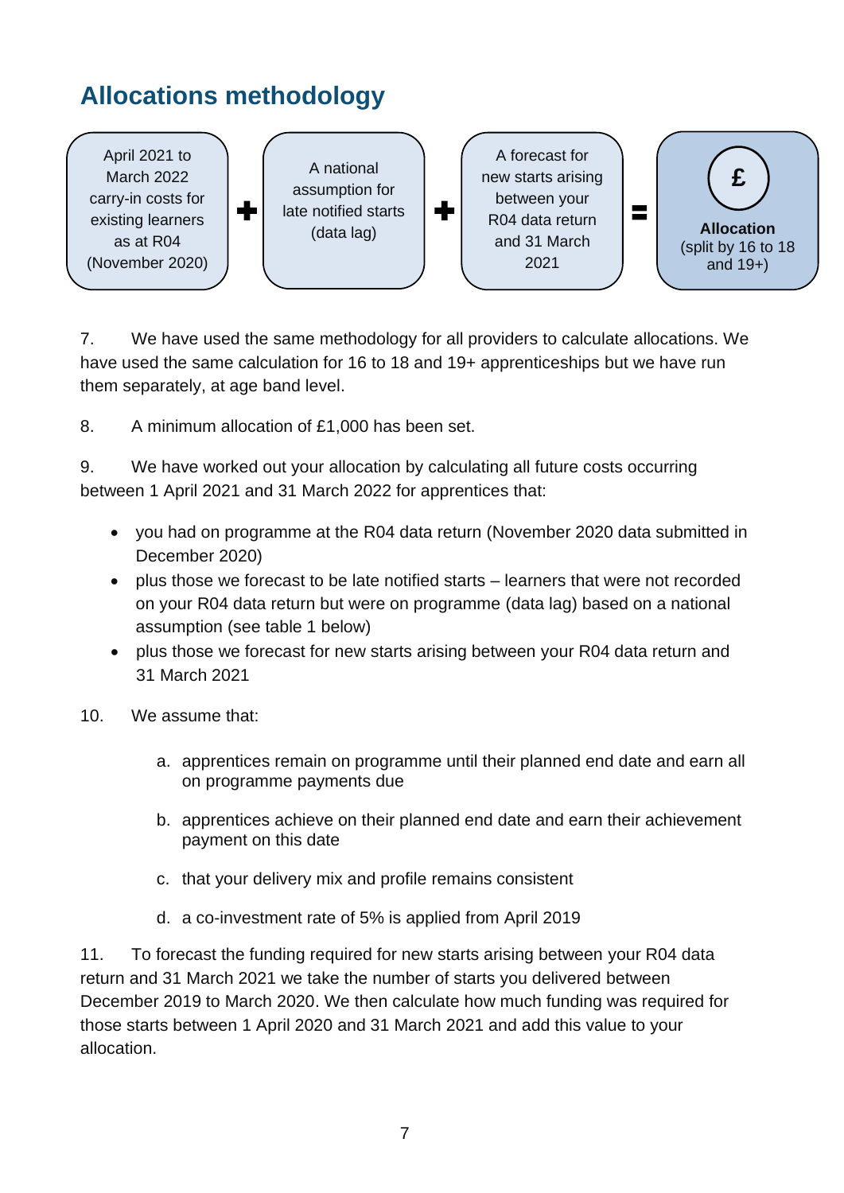## Allocations methodology

April 2021 to March 2022 carry-in costs for existing learners as at R04 (November 2020) + A national assumption for late notified starts (data lag) + A forecast for new starts arising between your R04 data return and 31 March 2021 = £ **Allocation** (split by 16 to 18 and 19+)

7. We have used the same methodology for all providers to calculate allocations. We have used the same calculation for 16 to 18 and 19+ apprenticeships but we have run them separately, at age band level.

8. A minimum allocation of £1,000 has been set.

9. We have worked out your allocation by calculating all future costs occurring between 1 April 2021 and 31 March 2022 for apprentices that:

- you had on programme at the R04 data return (November 2020 data submitted in December 2020)
- plus those we forecast to be late notified starts – learners that were not recorded on your R04 data return but were on programme (data lag) based on a national assumption (see table 1 below)
- plus those we forecast for new starts arising between your R04 data return and 31 March 2021

10. We assume that:

   a. apprentices remain on programme until their planned end date and earn all on programme payments due

   b. apprentices achieve on their planned end date and earn their achievement payment on this date

   c. that your delivery mix and profile remains consistent

   d. a co-investment rate of 5% is applied from April 2019

11. To forecast the funding required for new starts arising between your R04 data return and 31 March 2021 we take the number of starts you delivered between December 2019 to March 2020. We then calculate how much funding was required for those starts between 1 April 2020 and 31 March 2021 and add this value to your allocation.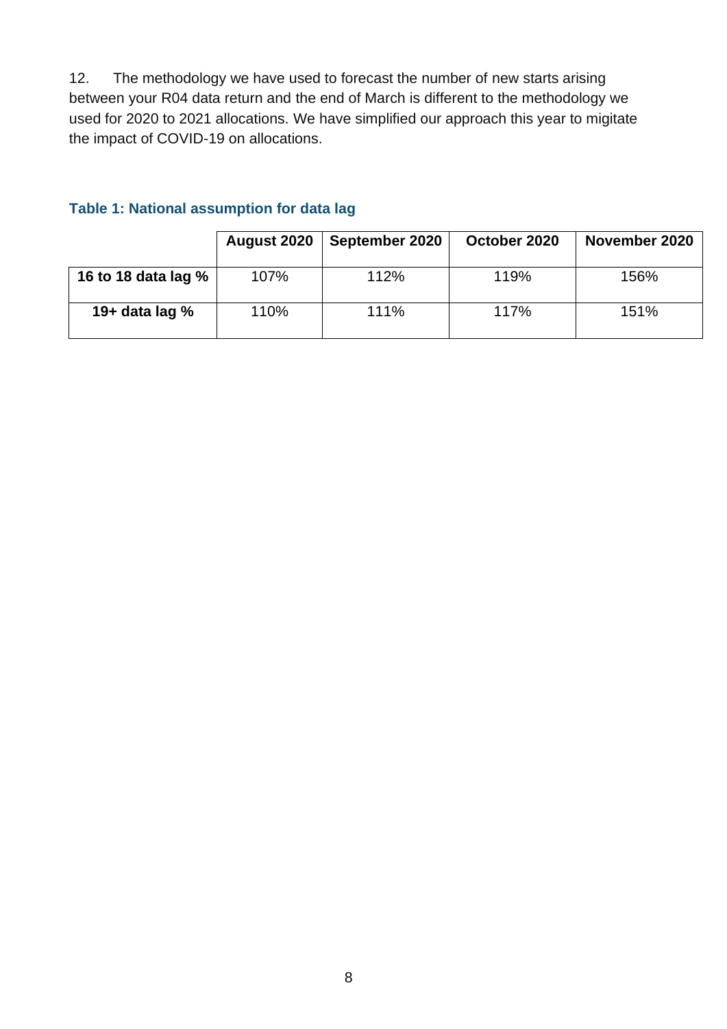12. The methodology we have used to forecast the number of new starts arising between your R04 data return and the end of March is different to the methodology we used for 2020 to 2021 allocations. We have simplified our approach this year to migitate the impact of COVID-19 on allocations.

### Table 1: National assumption for data lag

| | August 2020 | September 2020 | October 2020 | November 2020 |
|---|---|---|---|---|
| **16 to 18 data lag %** | 107% | 112% | 119% | 156% |
| **19+ data lag %** | 110% | 111% | 117% | 151% |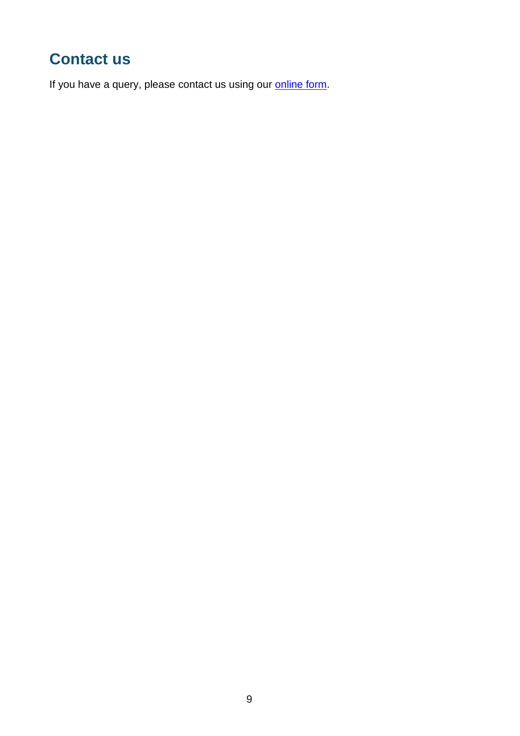## Contact us

If you have a query, please contact us using our online form.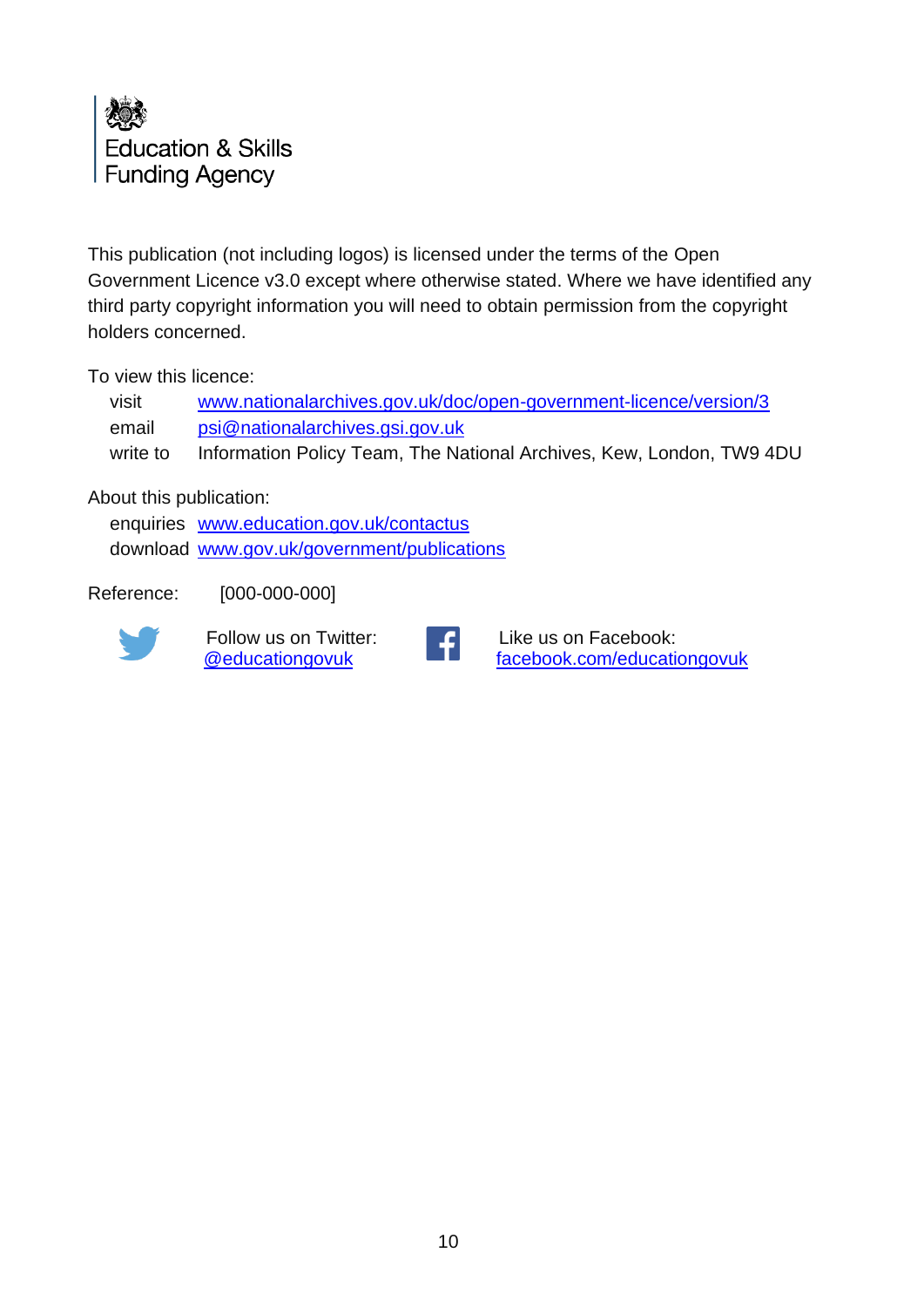Education & Skills
Funding Agency

This publication (not including logos) is licensed under the terms of the Open Government Licence v3.0 except where otherwise stated. Where we have identified any third party copyright information you will need to obtain permission from the copyright holders concerned.

To view this licence:

| | |
|---|---|
| visit | www.nationalarchives.gov.uk/doc/open-government-licence/version/3 |
| email | psi@nationalarchives.gsi.gov.uk |
| write to | Information Policy Team, The National Archives, Kew, London, TW9 4DU |

About this publication:

| | |
|---|---|
| enquiries | www.education.gov.uk/contactus |
| download | www.gov.uk/government/publications |

Reference: [000-000-000]

Follow us on Twitter:
@educationgovuk

Like us on Facebook:
facebook.com/educationgovuk